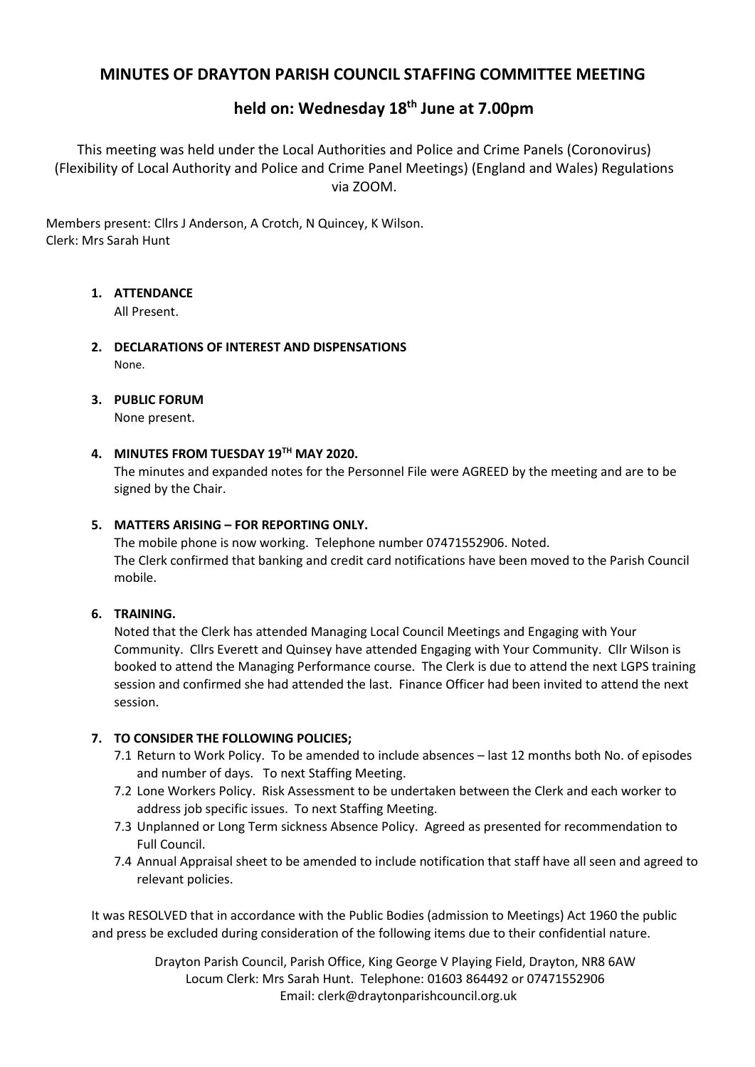# MINUTES OF DRAYTON PARISH COUNCIL STAFFING COMMITTEE MEETING

## held on: Wednesday 18th June at 7.00pm

This meeting was held under the Local Authorities and Police and Crime Panels (Coronovirus) (Flexibility of Local Authority and Police and Crime Panel Meetings) (England and Wales) Regulations via ZOOM.

Members present: Cllrs J Anderson, A Crotch, N Quincey, K Wilson.
Clerk: Mrs Sarah Hunt

1. **ATTENDANCE**
   All Present.

2. **DECLARATIONS OF INTEREST AND DISPENSATIONS**
   None.

3. **PUBLIC FORUM**
   None present.

4. **MINUTES FROM TUESDAY 19TH MAY 2020.**
   The minutes and expanded notes for the Personnel File were AGREED by the meeting and are to be signed by the Chair.

5. **MATTERS ARISING – FOR REPORTING ONLY.**
   The mobile phone is now working. Telephone number 07471552906. Noted.
   The Clerk confirmed that banking and credit card notifications have been moved to the Parish Council mobile.

6. **TRAINING.**
   Noted that the Clerk has attended Managing Local Council Meetings and Engaging with Your Community. Cllrs Everett and Quinsey have attended Engaging with Your Community. Cllr Wilson is booked to attend the Managing Performance course. The Clerk is due to attend the next LGPS training session and confirmed she had attended the last. Finance Officer had been invited to attend the next session.

7. **TO CONSIDER THE FOLLOWING POLICIES;**
   7.1 Return to Work Policy. To be amended to include absences – last 12 months both No. of episodes and number of days. To next Staffing Meeting.
   7.2 Lone Workers Policy. Risk Assessment to be undertaken between the Clerk and each worker to address job specific issues. To next Staffing Meeting.
   7.3 Unplanned or Long Term sickness Absence Policy. Agreed as presented for recommendation to Full Council.
   7.4 Annual Appraisal sheet to be amended to include notification that staff have all seen and agreed to relevant policies.

It was RESOLVED that in accordance with the Public Bodies (admission to Meetings) Act 1960 the public and press be excluded during consideration of the following items due to their confidential nature.

Drayton Parish Council, Parish Office, King George V Playing Field, Drayton, NR8 6AW
Locum Clerk: Mrs Sarah Hunt. Telephone: 01603 864492 or 07471552906
Email: clerk@draytonparishcouncil.org.uk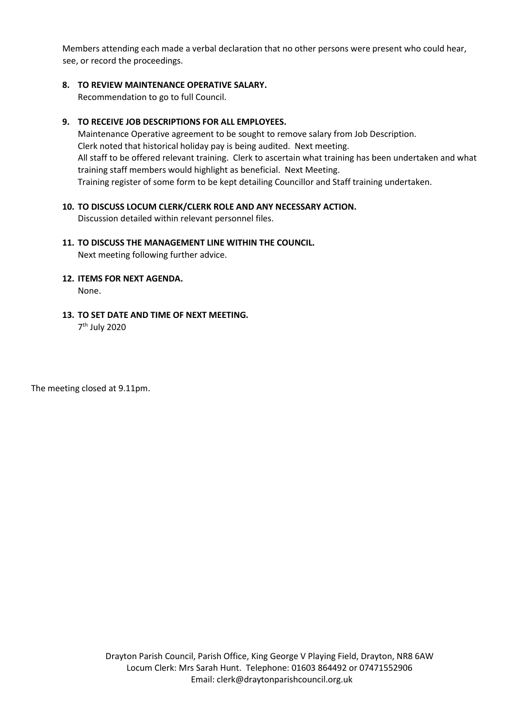Members attending each made a verbal declaration that no other persons were present who could hear, see, or record the proceedings.

8. **TO REVIEW MAINTENANCE OPERATIVE SALARY.**
   Recommendation to go to full Council.

9. **TO RECEIVE JOB DESCRIPTIONS FOR ALL EMPLOYEES.**
   Maintenance Operative agreement to be sought to remove salary from Job Description.
   Clerk noted that historical holiday pay is being audited. Next meeting.
   All staff to be offered relevant training. Clerk to ascertain what training has been undertaken and what training staff members would highlight as beneficial. Next Meeting.
   Training register of some form to be kept detailing Councillor and Staff training undertaken.

10. **TO DISCUSS LOCUM CLERK/CLERK ROLE AND ANY NECESSARY ACTION.**
    Discussion detailed within relevant personnel files.

11. **TO DISCUSS THE MANAGEMENT LINE WITHIN THE COUNCIL.**
    Next meeting following further advice.

12. **ITEMS FOR NEXT AGENDA.**
    None.

13. **TO SET DATE AND TIME OF NEXT MEETING.**
    7th July 2020

The meeting closed at 9.11pm.

Drayton Parish Council, Parish Office, King George V Playing Field, Drayton, NR8 6AW
Locum Clerk: Mrs Sarah Hunt. Telephone: 01603 864492 or 07471552906
Email: clerk@draytonparishcouncil.org.uk